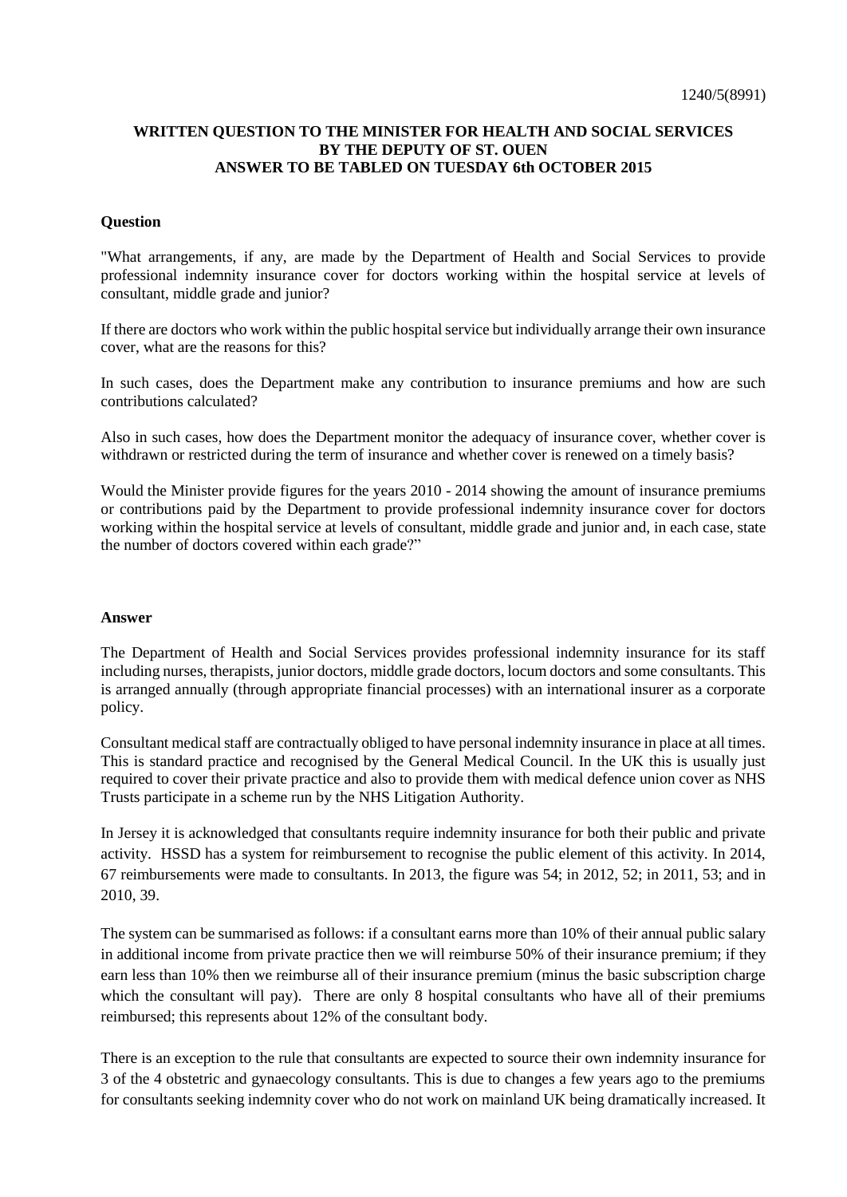1240/5(8991)

**WRITTEN QUESTION TO THE MINISTER FOR HEALTH AND SOCIAL SERVICES BY THE DEPUTY OF ST. OUEN ANSWER TO BE TABLED ON TUESDAY 6th OCTOBER 2015**

**Question**

"What arrangements, if any, are made by the Department of Health and Social Services to provide professional indemnity insurance cover for doctors working within the hospital service at levels of consultant, middle grade and junior?

If there are doctors who work within the public hospital service but individually arrange their own insurance cover, what are the reasons for this?

In such cases, does the Department make any contribution to insurance premiums and how are such contributions calculated?

Also in such cases, how does the Department monitor the adequacy of insurance cover, whether cover is withdrawn or restricted during the term of insurance and whether cover is renewed on a timely basis?

Would the Minister provide figures for the years 2010 - 2014 showing the amount of insurance premiums or contributions paid by the Department to provide professional indemnity insurance cover for doctors working within the hospital service at levels of consultant, middle grade and junior and, in each case, state the number of doctors covered within each grade?"

**Answer**

The Department of Health and Social Services provides professional indemnity insurance for its staff including nurses, therapists, junior doctors, middle grade doctors, locum doctors and some consultants. This is arranged annually (through appropriate financial processes) with an international insurer as a corporate policy.

Consultant medical staff are contractually obliged to have personal indemnity insurance in place at all times. This is standard practice and recognised by the General Medical Council. In the UK this is usually just required to cover their private practice and also to provide them with medical defence union cover as NHS Trusts participate in a scheme run by the NHS Litigation Authority.

In Jersey it is acknowledged that consultants require indemnity insurance for both their public and private activity. HSSD has a system for reimbursement to recognise the public element of this activity. In 2014, 67 reimbursements were made to consultants. In 2013, the figure was 54; in 2012, 52; in 2011, 53; and in 2010, 39.

The system can be summarised as follows: if a consultant earns more than 10% of their annual public salary in additional income from private practice then we will reimburse 50% of their insurance premium; if they earn less than 10% then we reimburse all of their insurance premium (minus the basic subscription charge which the consultant will pay). There are only 8 hospital consultants who have all of their premiums reimbursed; this represents about 12% of the consultant body.

There is an exception to the rule that consultants are expected to source their own indemnity insurance for 3 of the 4 obstetric and gynaecology consultants. This is due to changes a few years ago to the premiums for consultants seeking indemnity cover who do not work on mainland UK being dramatically increased. It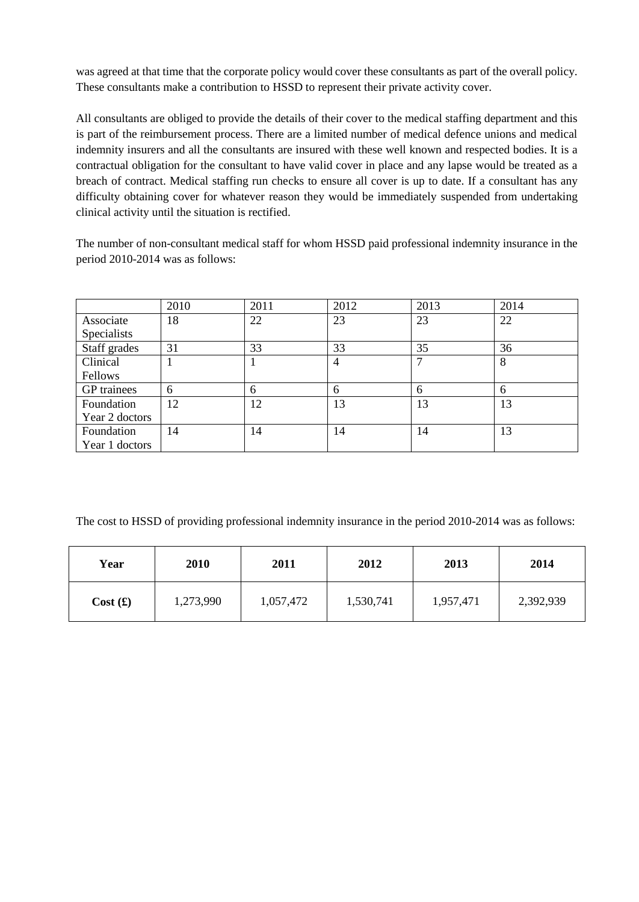was agreed at that time that the corporate policy would cover these consultants as part of the overall policy. These consultants make a contribution to HSSD to represent their private activity cover.

All consultants are obliged to provide the details of their cover to the medical staffing department and this is part of the reimbursement process. There are a limited number of medical defence unions and medical indemnity insurers and all the consultants are insured with these well known and respected bodies. It is a contractual obligation for the consultant to have valid cover in place and any lapse would be treated as a breach of contract. Medical staffing run checks to ensure all cover is up to date. If a consultant has any difficulty obtaining cover for whatever reason they would be immediately suspended from undertaking clinical activity until the situation is rectified.

The number of non-consultant medical staff for whom HSSD paid professional indemnity insurance in the period 2010-2014 was as follows:

| | 2010 | 2011 | 2012 | 2013 | 2014 |
|---|---|---|---|---|---|
| Associate Specialists | 18 | 22 | 23 | 23 | 22 |
| Staff grades | 31 | 33 | 33 | 35 | 36 |
| Clinical Fellows | 1 | 1 | 4 | 7 | 8 |
| GP trainees | 6 | 6 | 6 | 6 | 6 |
| Foundation Year 2 doctors | 12 | 12 | 13 | 13 | 13 |
| Foundation Year 1 doctors | 14 | 14 | 14 | 14 | 13 |

The cost to HSSD of providing professional indemnity insurance in the period 2010-2014 was as follows:

| **Year** | **2010** | **2011** | **2012** | **2013** | **2014** |
|---|---|---|---|---|---|
| **Cost (£)** | 1,273,990 | 1,057,472 | 1,530,741 | 1,957,471 | 2,392,939 |